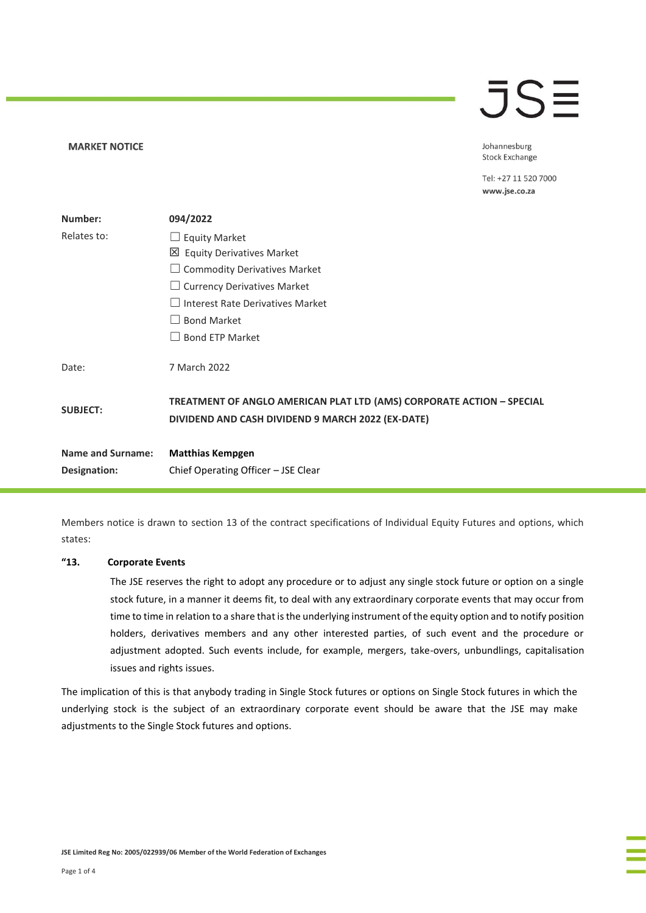**MARKET NOTICE**

Johannesburg
Stock Exchange

Tel: +27 11 520 7000
**www.jse.co.za**

| | |
|---|---|
| **Number:** | **094/2022** |
| Relates to: | ☐ Equity Market<br>☒ Equity Derivatives Market<br>☐ Commodity Derivatives Market<br>☐ Currency Derivatives Market<br>☐ Interest Rate Derivatives Market<br>☐ Bond Market<br>☐ Bond ETP Market |
| Date: | 7 March 2022 |
| **SUBJECT:** | **TREATMENT OF ANGLO AMERICAN PLAT LTD (AMS) CORPORATE ACTION – SPECIAL DIVIDEND AND CASH DIVIDEND 9 MARCH 2022 (EX-DATE)** |
| **Name and Surname:** | **Matthias Kempgen** |
| **Designation:** | Chief Operating Officer – JSE Clear |

Members notice is drawn to section 13 of the contract specifications of Individual Equity Futures and options, which states:

**"13. Corporate Events**

The JSE reserves the right to adopt any procedure or to adjust any single stock future or option on a single stock future, in a manner it deems fit, to deal with any extraordinary corporate events that may occur from time to time in relation to a share that is the underlying instrument of the equity option and to notify position holders, derivatives members and any other interested parties, of such event and the procedure or adjustment adopted. Such events include, for example, mergers, take-overs, unbundlings, capitalisation issues and rights issues.

The implication of this is that anybody trading in Single Stock futures or options on Single Stock futures in which the underlying stock is the subject of an extraordinary corporate event should be aware that the JSE may make adjustments to the Single Stock futures and options.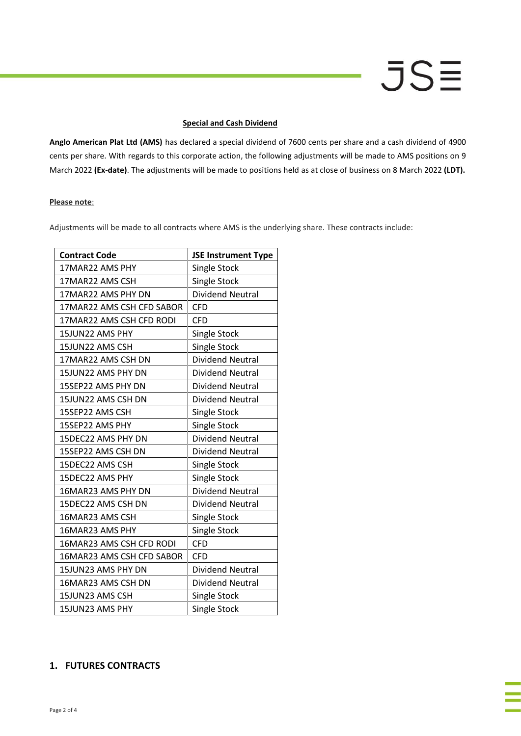**Special and Cash Dividend**

**Anglo American Plat Ltd (AMS)** has declared a special dividend of 7600 cents per share and a cash dividend of 4900 cents per share. With regards to this corporate action, the following adjustments will be made to AMS positions on 9 March 2022 **(Ex-date)**. The adjustments will be made to positions held as at close of business on 8 March 2022 **(LDT).**

**Please note**:

Adjustments will be made to all contracts where AMS is the underlying share. These contracts include:

| Contract Code | JSE Instrument Type |
|---|---|
| 17MAR22 AMS PHY | Single Stock |
| 17MAR22 AMS CSH | Single Stock |
| 17MAR22 AMS PHY DN | Dividend Neutral |
| 17MAR22 AMS CSH CFD SABOR | CFD |
| 17MAR22 AMS CSH CFD RODI | CFD |
| 15JUN22 AMS PHY | Single Stock |
| 15JUN22 AMS CSH | Single Stock |
| 17MAR22 AMS CSH DN | Dividend Neutral |
| 15JUN22 AMS PHY DN | Dividend Neutral |
| 15SEP22 AMS PHY DN | Dividend Neutral |
| 15JUN22 AMS CSH DN | Dividend Neutral |
| 15SEP22 AMS CSH | Single Stock |
| 15SEP22 AMS PHY | Single Stock |
| 15DEC22 AMS PHY DN | Dividend Neutral |
| 15SEP22 AMS CSH DN | Dividend Neutral |
| 15DEC22 AMS CSH | Single Stock |
| 15DEC22 AMS PHY | Single Stock |
| 16MAR23 AMS PHY DN | Dividend Neutral |
| 15DEC22 AMS CSH DN | Dividend Neutral |
| 16MAR23 AMS CSH | Single Stock |
| 16MAR23 AMS PHY | Single Stock |
| 16MAR23 AMS CSH CFD RODI | CFD |
| 16MAR23 AMS CSH CFD SABOR | CFD |
| 15JUN23 AMS PHY DN | Dividend Neutral |
| 16MAR23 AMS CSH DN | Dividend Neutral |
| 15JUN23 AMS CSH | Single Stock |
| 15JUN23 AMS PHY | Single Stock |

## 1. FUTURES CONTRACTS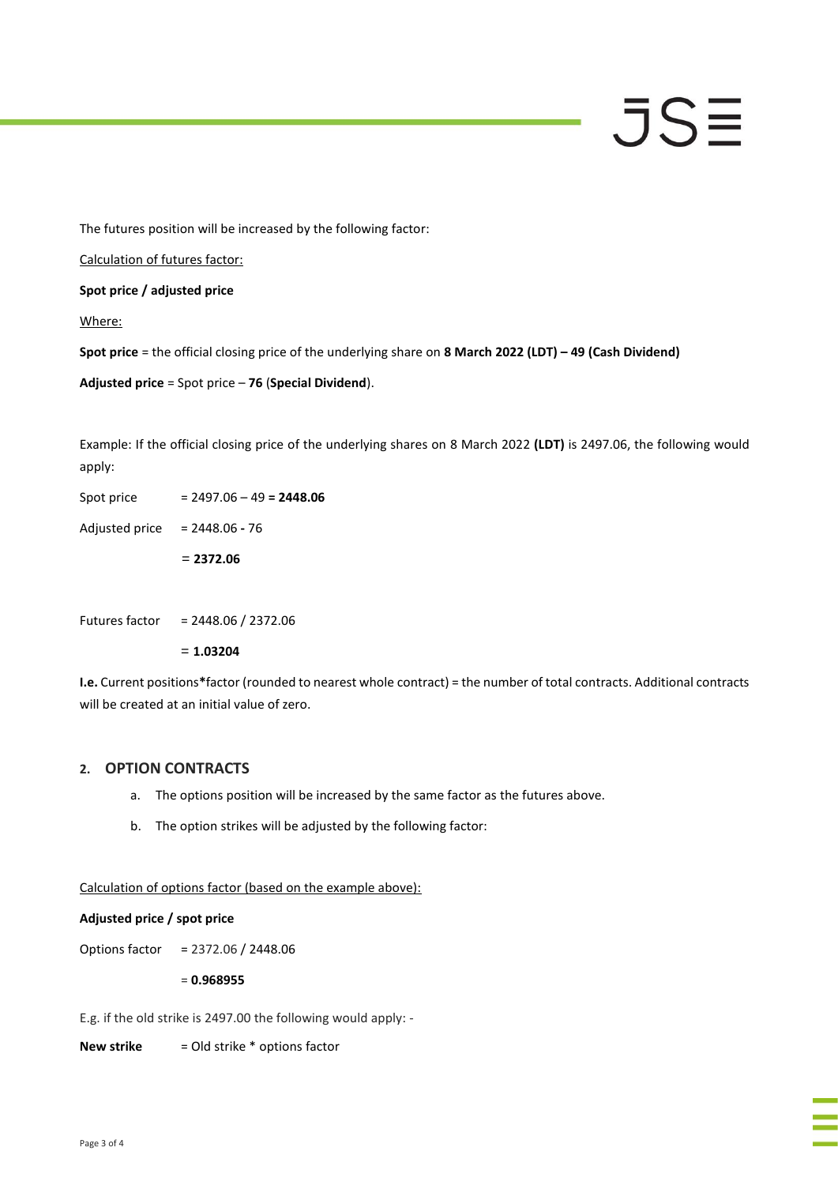The futures position will be increased by the following factor:

Calculation of futures factor:

**Spot price / adjusted price**

Where:

**Spot price** = the official closing price of the underlying share on **8 March 2022 (LDT) – 49 (Cash Dividend)**

**Adjusted price** = Spot price – **76** (**Special Dividend**).

Example: If the official closing price of the underlying shares on 8 March 2022 **(LDT)** is 2497.06, the following would apply:

Spot price = 2497.06 – 49 **= 2448.06**

Adjusted price = 2448.06 **-** 76

= **2372.06**

Futures factor = 2448.06 / 2372.06

= **1.03204**

**I.e.** Current positions*factor (rounded to nearest whole contract) = the number of total contracts. Additional contracts will be created at an initial value of zero.

## 2. OPTION CONTRACTS

a. The options position will be increased by the same factor as the futures above.

b. The option strikes will be adjusted by the following factor:

Calculation of options factor (based on the example above):

**Adjusted price / spot price**

Options factor = 2372.06 / 2448.06

= **0.968955**

E.g. if the old strike is 2497.00 the following would apply: -

**New strike** = Old strike * options factor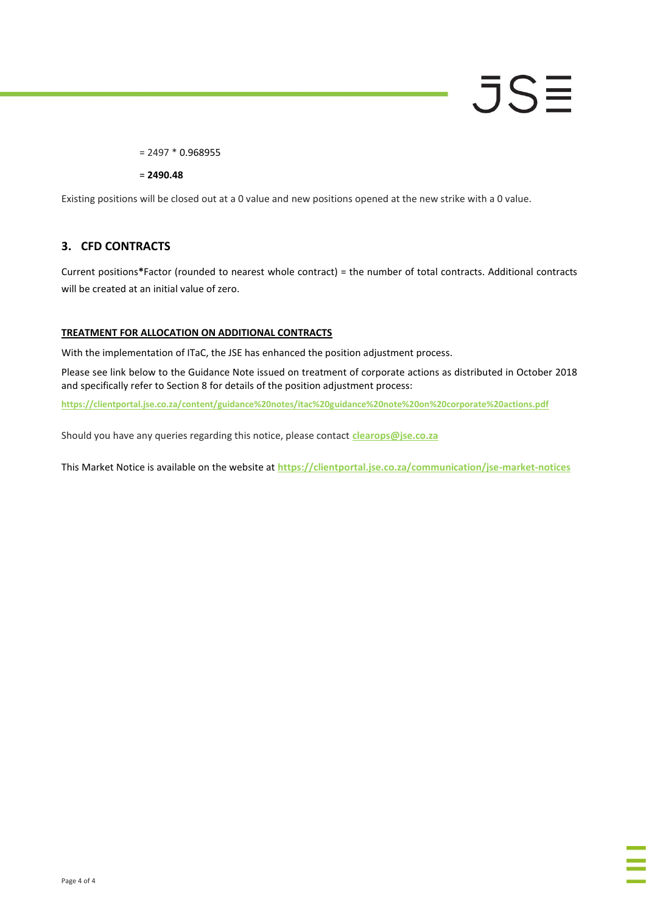= 2497 * 0.968955

= **2490.48**

Existing positions will be closed out at a 0 value and new positions opened at the new strike with a 0 value.

## 3. CFD CONTRACTS

Current positions**\***Factor (rounded to nearest whole contract) = the number of total contracts. Additional contracts will be created at an initial value of zero.

**TREATMENT FOR ALLOCATION ON ADDITIONAL CONTRACTS**

With the implementation of ITaC, the JSE has enhanced the position adjustment process.

Please see link below to the Guidance Note issued on treatment of corporate actions as distributed in October 2018 and specifically refer to Section 8 for details of the position adjustment process:

**https://clientportal.jse.co.za/content/guidance%20notes/itac%20guidance%20note%20on%20corporate%20actions.pdf**

Should you have any queries regarding this notice, please contact **clearops@jse.co.za**

This Market Notice is available on the website at **https://clientportal.jse.co.za/communication/jse-market-notices**